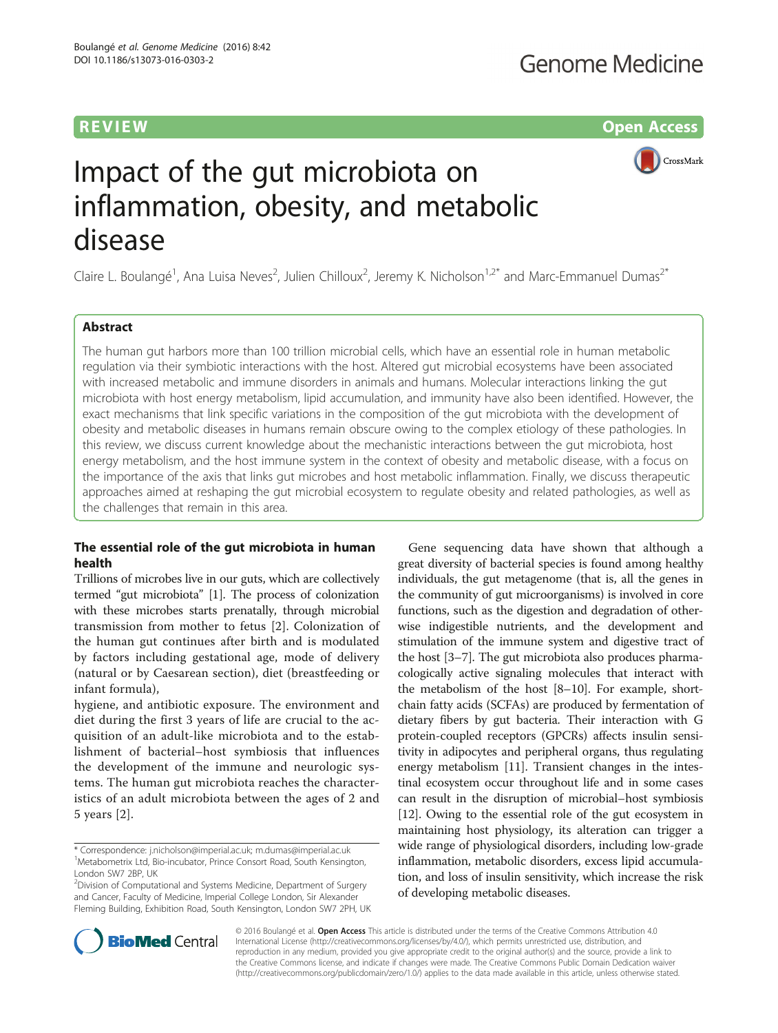REVIEW Open Access

# Impact of the gut microbiota on inflammation, obesity, and metabolic disease

Claire L. Boulangé[1], Ana Luisa Neves[2], Julien Chilloux[2], Jeremy K. Nicholson[1,2*] and Marc-Emmanuel Dumas[2*]

## Abstract

The human gut harbors more than 100 trillion microbial cells, which have an essential role in human metabolic regulation via their symbiotic interactions with the host. Altered gut microbial ecosystems have been associated with increased metabolic and immune disorders in animals and humans. Molecular interactions linking the gut microbiota with host energy metabolism, lipid accumulation, and immunity have also been identified. However, the exact mechanisms that link specific variations in the composition of the gut microbiota with the development of obesity and metabolic diseases in humans remain obscure owing to the complex etiology of these pathologies. In this review, we discuss current knowledge about the mechanistic interactions between the gut microbiota, host energy metabolism, and the host immune system in the context of obesity and metabolic disease, with a focus on the importance of the axis that links gut microbes and host metabolic inflammation. Finally, we discuss therapeutic approaches aimed at reshaping the gut microbial ecosystem to regulate obesity and related pathologies, as well as the challenges that remain in this area.

## The essential role of the gut microbiota in human health

Trillions of microbes live in our guts, which are collectively termed "gut microbiota" [1]. The process of colonization with these microbes starts prenatally, through microbial transmission from mother to fetus [2]. Colonization of the human gut continues after birth and is modulated by factors including gestational age, mode of delivery (natural or by Caesarean section), diet (breastfeeding or infant formula), hygiene, and antibiotic exposure. The environment and diet during the first 3 years of life are crucial to the acquisition of an adult-like microbiota and to the establishment of bacterial–host symbiosis that influences the development of the immune and neurologic systems. The human gut microbiota reaches the characteristics of an adult microbiota between the ages of 2 and 5 years [2].

Gene sequencing data have shown that although a great diversity of bacterial species is found among healthy individuals, the gut metagenome (that is, all the genes in the community of gut microorganisms) is involved in core functions, such as the digestion and degradation of otherwise indigestible nutrients, and the development and stimulation of the immune system and digestive tract of the host [3–7]. The gut microbiota also produces pharmacologically active signaling molecules that interact with the metabolism of the host [8–10]. For example, short-chain fatty acids (SCFAs) are produced by fermentation of dietary fibers by gut bacteria. Their interaction with G protein-coupled receptors (GPCRs) affects insulin sensitivity in adipocytes and peripheral organs, thus regulating energy metabolism [11]. Transient changes in the intestinal ecosystem occur throughout life and in some cases can result in the disruption of microbial–host symbiosis [12]. Owing to the essential role of the gut ecosystem in maintaining host physiology, its alteration can trigger a wide range of physiological disorders, including low-grade inflammation, metabolic disorders, excess lipid accumulation, and loss of insulin sensitivity, which increase the risk of developing metabolic diseases.

* Correspondence: j.nicholson@imperial.ac.uk; m.dumas@imperial.ac.uk
[1]Metabometrix Ltd, Bio-incubator, Prince Consort Road, South Kensington, London SW7 2BP, UK
[2]Division of Computational and Systems Medicine, Department of Surgery and Cancer, Faculty of Medicine, Imperial College London, Sir Alexander Fleming Building, Exhibition Road, South Kensington, London SW7 2PH, UK

© 2016 Boulangé et al. **Open Access** This article is distributed under the terms of the Creative Commons Attribution 4.0 International License (http://creativecommons.org/licenses/by/4.0/), which permits unrestricted use, distribution, and reproduction in any medium, provided you give appropriate credit to the original author(s) and the source, provide a link to the Creative Commons license, and indicate if changes were made. The Creative Commons Public Domain Dedication waiver (http://creativecommons.org/publicdomain/zero/1.0/) applies to the data made available in this article, unless otherwise stated.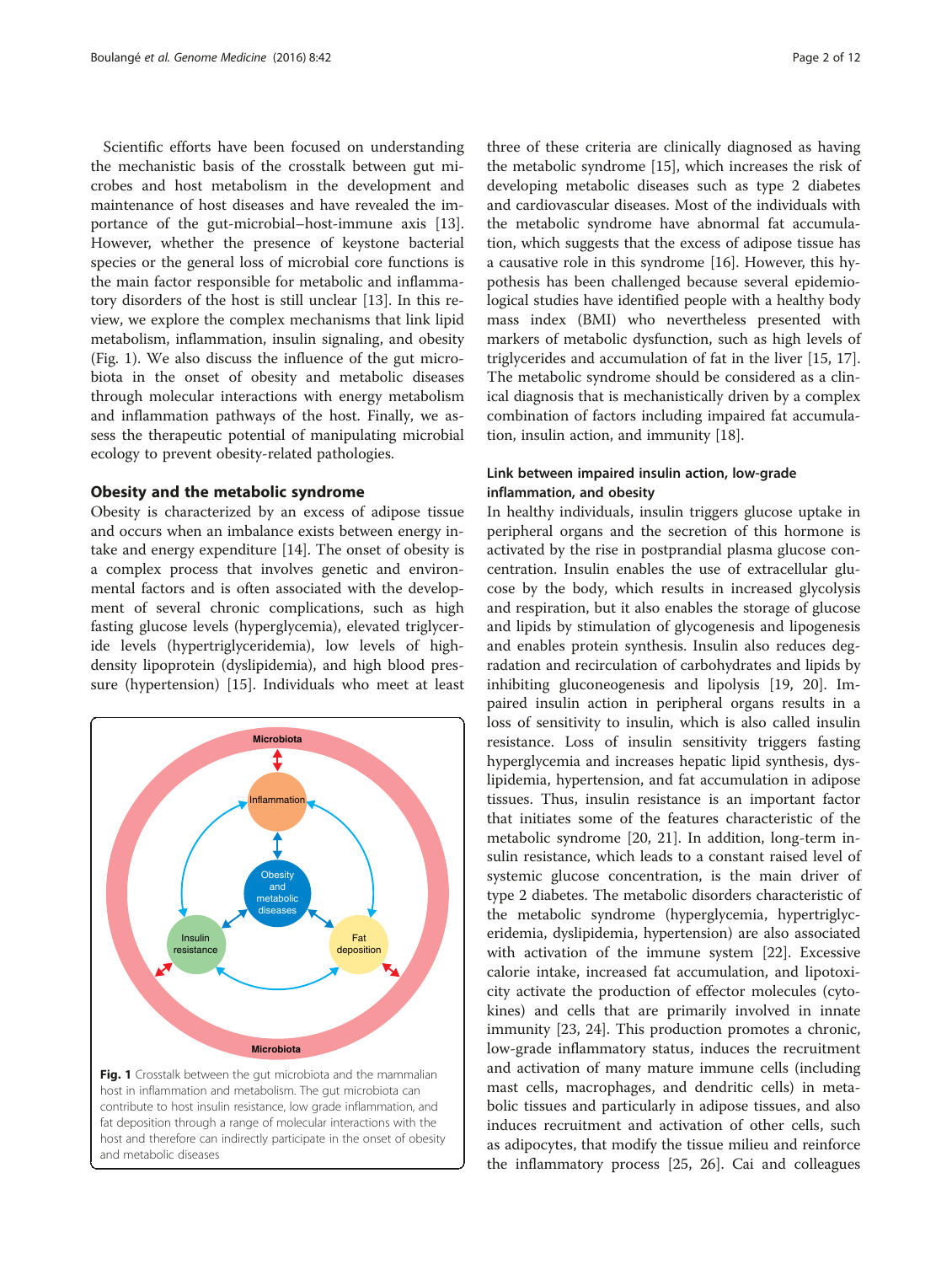Scientific efforts have been focused on understanding the mechanistic basis of the crosstalk between gut microbes and host metabolism in the development and maintenance of host diseases and have revealed the importance of the gut-microbial–host-immune axis [13]. However, whether the presence of keystone bacterial species or the general loss of microbial core functions is the main factor responsible for metabolic and inflammatory disorders of the host is still unclear [13]. In this review, we explore the complex mechanisms that link lipid metabolism, inflammation, insulin signaling, and obesity (Fig. 1). We also discuss the influence of the gut microbiota in the onset of obesity and metabolic diseases through molecular interactions with energy metabolism and inflammation pathways of the host. Finally, we assess the therapeutic potential of manipulating microbial ecology to prevent obesity-related pathologies.

## Obesity and the metabolic syndrome

Obesity is characterized by an excess of adipose tissue and occurs when an imbalance exists between energy intake and energy expenditure [14]. The onset of obesity is a complex process that involves genetic and environmental factors and is often associated with the development of several chronic complications, such as high fasting glucose levels (hyperglycemia), elevated triglyceride levels (hypertriglyceridemia), low levels of high-density lipoprotein (dyslipidemia), and high blood pressure (hypertension) [15]. Individuals who meet at least three of these criteria are clinically diagnosed as having the metabolic syndrome [15], which increases the risk of developing metabolic diseases such as type 2 diabetes and cardiovascular diseases. Most of the individuals with the metabolic syndrome have abnormal fat accumulation, which suggests that the excess of adipose tissue has a causative role in this syndrome [16]. However, this hypothesis has been challenged because several epidemiological studies have identified people with a healthy body mass index (BMI) who nevertheless presented with markers of metabolic dysfunction, such as high levels of triglycerides and accumulation of fat in the liver [15, 17]. The metabolic syndrome should be considered as a clinical diagnosis that is mechanistically driven by a complex combination of factors including impaired fat accumulation, insulin action, and immunity [18].

**Fig. 1** Crosstalk between the gut microbiota and the mammalian host in inflammation and metabolism. The gut microbiota can contribute to host insulin resistance, low grade inflammation, and fat deposition through a range of molecular interactions with the host and therefore can indirectly participate in the onset of obesity and metabolic diseases

### Link between impaired insulin action, low-grade inflammation, and obesity

In healthy individuals, insulin triggers glucose uptake in peripheral organs and the secretion of this hormone is activated by the rise in postprandial plasma glucose concentration. Insulin enables the use of extracellular glucose by the body, which results in increased glycolysis and respiration, but it also enables the storage of glucose and lipids by stimulation of glycogenesis and lipogenesis and enables protein synthesis. Insulin also reduces degradation and recirculation of carbohydrates and lipids by inhibiting gluconeogenesis and lipolysis [19, 20]. Impaired insulin action in peripheral organs results in a loss of sensitivity to insulin, which is also called insulin resistance. Loss of insulin sensitivity triggers fasting hyperglycemia and increases hepatic lipid synthesis, dyslipidemia, hypertension, and fat accumulation in adipose tissues. Thus, insulin resistance is an important factor that initiates some of the features characteristic of the metabolic syndrome [20, 21]. In addition, long-term insulin resistance, which leads to a constant raised level of systemic glucose concentration, is the main driver of type 2 diabetes. The metabolic disorders characteristic of the metabolic syndrome (hyperglycemia, hypertriglyceridemia, dyslipidemia, hypertension) are also associated with activation of the immune system [22]. Excessive calorie intake, increased fat accumulation, and lipotoxicity activate the production of effector molecules (cytokines) and cells that are primarily involved in innate immunity [23, 24]. This production promotes a chronic, low-grade inflammatory status, induces the recruitment and activation of many mature immune cells (including mast cells, macrophages, and dendritic cells) in metabolic tissues and particularly in adipose tissues, and also induces recruitment and activation of other cells, such as adipocytes, that modify the tissue milieu and reinforce the inflammatory process [25, 26]. Cai and colleagues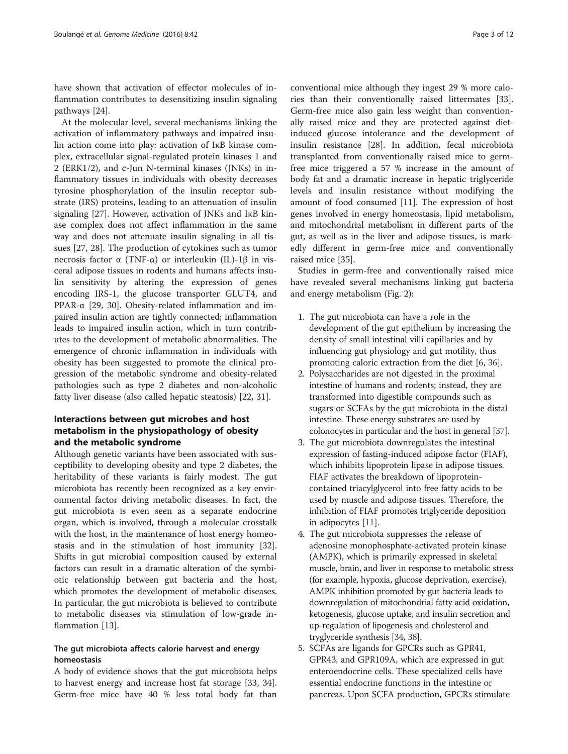have shown that activation of effector molecules of inflammation contributes to desensitizing insulin signaling pathways [24].

At the molecular level, several mechanisms linking the activation of inflammatory pathways and impaired insulin action come into play: activation of IκB kinase complex, extracellular signal-regulated protein kinases 1 and 2 (ERK1/2), and c-Jun N-terminal kinases (JNKs) in inflammatory tissues in individuals with obesity decreases tyrosine phosphorylation of the insulin receptor substrate (IRS) proteins, leading to an attenuation of insulin signaling [27]. However, activation of JNKs and IκB kinase complex does not affect inflammation in the same way and does not attenuate insulin signaling in all tissues [27, 28]. The production of cytokines such as tumor necrosis factor α (TNF-α) or interleukin (IL)-1β in visceral adipose tissues in rodents and humans affects insulin sensitivity by altering the expression of genes encoding IRS-1, the glucose transporter GLUT4, and PPAR-α [29, 30]. Obesity-related inflammation and impaired insulin action are tightly connected; inflammation leads to impaired insulin action, which in turn contributes to the development of metabolic abnormalities. The emergence of chronic inflammation in individuals with obesity has been suggested to promote the clinical progression of the metabolic syndrome and obesity-related pathologies such as type 2 diabetes and non-alcoholic fatty liver disease (also called hepatic steatosis) [22, 31].

## Interactions between gut microbes and host metabolism in the physiopathology of obesity and the metabolic syndrome

Although genetic variants have been associated with susceptibility to developing obesity and type 2 diabetes, the heritability of these variants is fairly modest. The gut microbiota has recently been recognized as a key environmental factor driving metabolic diseases. In fact, the gut microbiota is even seen as a separate endocrine organ, which is involved, through a molecular crosstalk with the host, in the maintenance of host energy homeostasis and in the stimulation of host immunity [32]. Shifts in gut microbial composition caused by external factors can result in a dramatic alteration of the symbiotic relationship between gut bacteria and the host, which promotes the development of metabolic diseases. In particular, the gut microbiota is believed to contribute to metabolic diseases via stimulation of low-grade inflammation [13].

### The gut microbiota affects calorie harvest and energy homeostasis

A body of evidence shows that the gut microbiota helps to harvest energy and increase host fat storage [33, 34]. Germ-free mice have 40 % less total body fat than conventional mice although they ingest 29 % more calories than their conventionally raised littermates [33]. Germ-free mice also gain less weight than conventionally raised mice and they are protected against diet-induced glucose intolerance and the development of insulin resistance [28]. In addition, fecal microbiota transplanted from conventionally raised mice to germ-free mice triggered a 57 % increase in the amount of body fat and a dramatic increase in hepatic triglyceride levels and insulin resistance without modifying the amount of food consumed [11]. The expression of host genes involved in energy homeostasis, lipid metabolism, and mitochondrial metabolism in different parts of the gut, as well as in the liver and adipose tissues, is markedly different in germ-free mice and conventionally raised mice [35].

Studies in germ-free and conventionally raised mice have revealed several mechanisms linking gut bacteria and energy metabolism (Fig. 2):

1. The gut microbiota can have a role in the development of the gut epithelium by increasing the density of small intestinal villi capillaries and by influencing gut physiology and gut motility, thus promoting caloric extraction from the diet [6, 36].
2. Polysaccharides are not digested in the proximal intestine of humans and rodents; instead, they are transformed into digestible compounds such as sugars or SCFAs by the gut microbiota in the distal intestine. These energy substrates are used by colonocytes in particular and the host in general [37].
3. The gut microbiota downregulates the intestinal expression of fasting-induced adipose factor (FIAF), which inhibits lipoprotein lipase in adipose tissues. FIAF activates the breakdown of lipoprotein-contained triacylglycerol into free fatty acids to be used by muscle and adipose tissues. Therefore, the inhibition of FIAF promotes triglyceride deposition in adipocytes [11].
4. The gut microbiota suppresses the release of adenosine monophosphate-activated protein kinase (AMPK), which is primarily expressed in skeletal muscle, brain, and liver in response to metabolic stress (for example, hypoxia, glucose deprivation, exercise). AMPK inhibition promoted by gut bacteria leads to downregulation of mitochondrial fatty acid oxidation, ketogenesis, glucose uptake, and insulin secretion and up-regulation of lipogenesis and cholesterol and tryglyceride synthesis [34, 38].
5. SCFAs are ligands for GPCRs such as GPR41, GPR43, and GPR109A, which are expressed in gut enteroendocrine cells. These specialized cells have essential endocrine functions in the intestine or pancreas. Upon SCFA production, GPCRs stimulate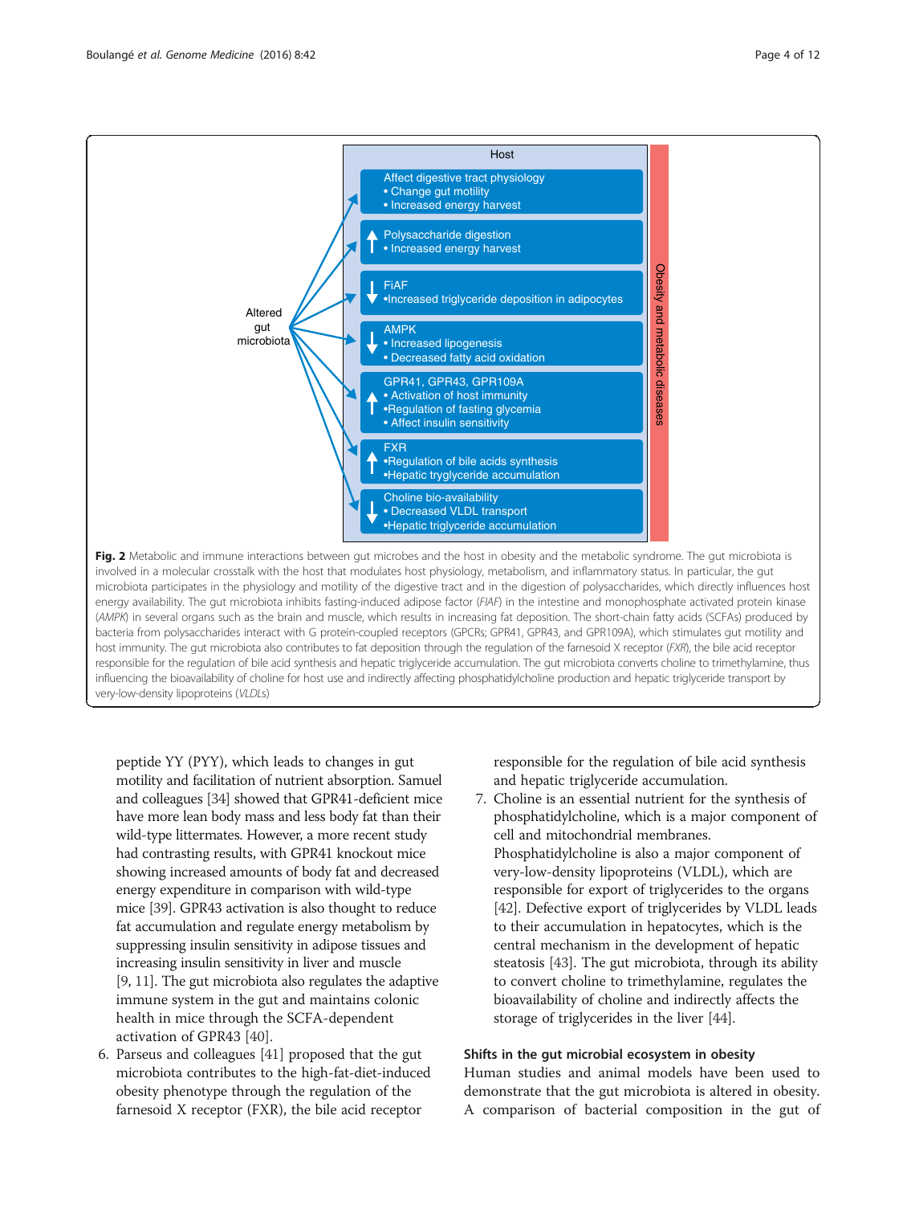Host

Altered gut microbiota

- Affect digestive tract physiology
  - Change gut motility
  - Increased energy harvest
- ↑ Polysaccharide digestion
  - Increased energy harvest
- ↓ FiAF
  - Increased triglyceride deposition in adipocytes
- ↓ AMPK
  - Increased lipogenesis
  - Decreased fatty acid oxidation
- ↑ GPR41, GPR43, GPR109A
  - Activation of host immunity
  - Regulation of fasting glycemia
  - Affect insulin sensitivity
- ↑ FXR
  - Regulation of bile acids synthesis
  - Hepatic tryglyceride accumulation
- ↓ Choline bio-availability
  - Decreased VLDL transport
  - Hepatic triglyceride accumulation

Obesity and metabolic diseases

**Fig. 2** Metabolic and immune interactions between gut microbes and the host in obesity and the metabolic syndrome. The gut microbiota is involved in a molecular crosstalk with the host that modulates host physiology, metabolism, and inflammatory status. In particular, the gut microbiota participates in the physiology and motility of the digestive tract and in the digestion of polysaccharides, which directly influences host energy availability. The gut microbiota inhibits fasting-induced adipose factor (*FIAF*) in the intestine and monophosphate activated protein kinase (*AMPK*) in several organs such as the brain and muscle, which results in increasing fat deposition. The short-chain fatty acids (SCFAs) produced by bacteria from polysaccharides interact with G protein-coupled receptors (GPCRs; GPR41, GPR43, and GPR109A), which stimulates gut motility and host immunity. The gut microbiota also contributes to fat deposition through the regulation of the farnesoid X receptor (*FXR*), the bile acid receptor responsible for the regulation of bile acid synthesis and hepatic triglyceride accumulation. The gut microbiota converts choline to trimethylamine, thus influencing the bioavailability of choline for host use and indirectly affecting phosphatidylcholine production and hepatic triglyceride transport by very-low-density lipoproteins (*VLDLs*)

peptide YY (PYY), which leads to changes in gut motility and facilitation of nutrient absorption. Samuel and colleagues [34] showed that GPR41-deficient mice have more lean body mass and less body fat than their wild-type littermates. However, a more recent study had contrasting results, with GPR41 knockout mice showing increased amounts of body fat and decreased energy expenditure in comparison with wild-type mice [39]. GPR43 activation is also thought to reduce fat accumulation and regulate energy metabolism by suppressing insulin sensitivity in adipose tissues and increasing insulin sensitivity in liver and muscle [9, 11]. The gut microbiota also regulates the adaptive immune system in the gut and maintains colonic health in mice through the SCFA-dependent activation of GPR43 [40].

6. Parseus and colleagues [41] proposed that the gut microbiota contributes to the high-fat-diet-induced obesity phenotype through the regulation of the farnesoid X receptor (FXR), the bile acid receptor responsible for the regulation of bile acid synthesis and hepatic triglyceride accumulation.
7. Choline is an essential nutrient for the synthesis of phosphatidylcholine, which is a major component of cell and mitochondrial membranes. Phosphatidylcholine is also a major component of very-low-density lipoproteins (VLDL), which are responsible for export of triglycerides to the organs [42]. Defective export of triglycerides by VLDL leads to their accumulation in hepatocytes, which is the central mechanism in the development of hepatic steatosis [43]. The gut microbiota, through its ability to convert choline to trimethylamine, regulates the bioavailability of choline and indirectly affects the storage of triglycerides in the liver [44].

### Shifts in the gut microbial ecosystem in obesity

Human studies and animal models have been used to demonstrate that the gut microbiota is altered in obesity. A comparison of bacterial composition in the gut of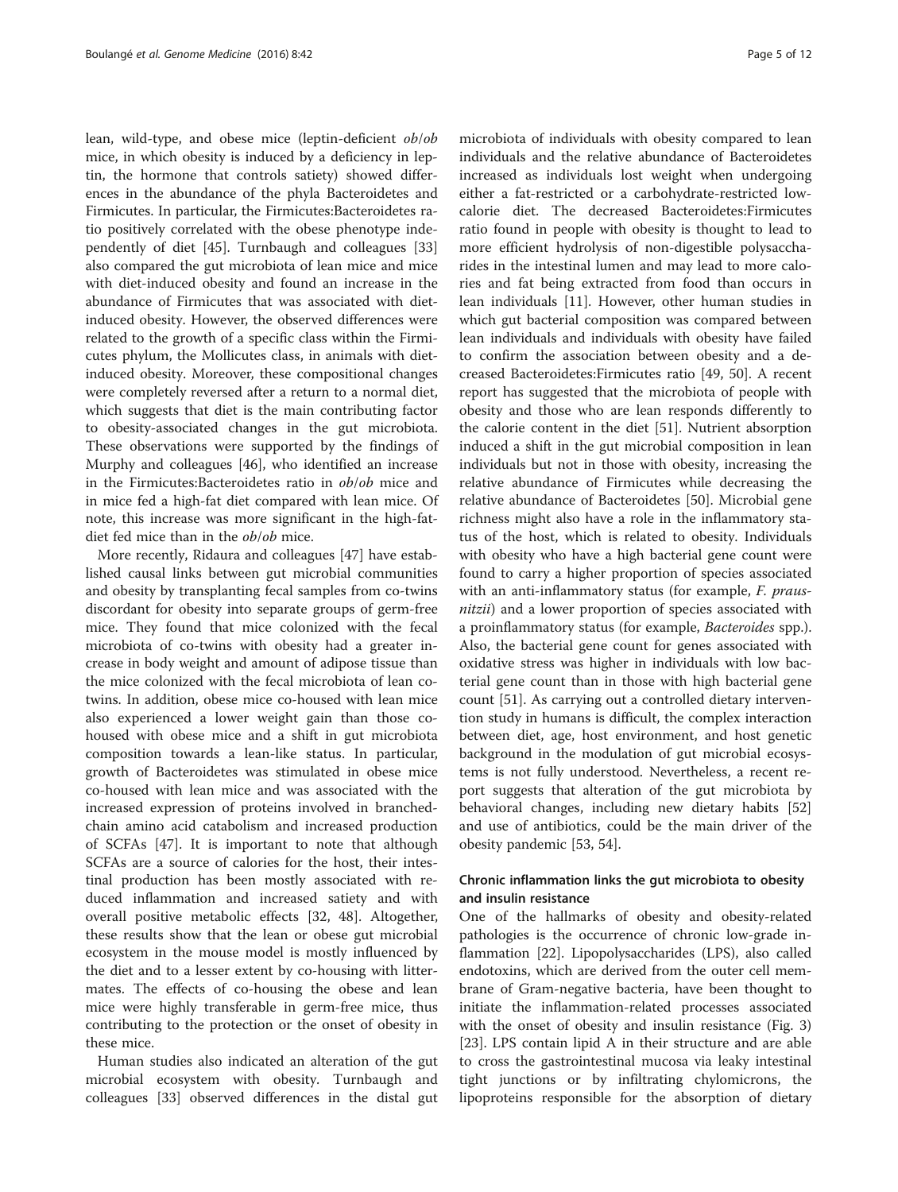lean, wild-type, and obese mice (leptin-deficient *ob*/*ob* mice, in which obesity is induced by a deficiency in leptin, the hormone that controls satiety) showed differences in the abundance of the phyla Bacteroidetes and Firmicutes. In particular, the Firmicutes:Bacteroidetes ratio positively correlated with the obese phenotype independently of diet [45]. Turnbaugh and colleagues [33] also compared the gut microbiota of lean mice and mice with diet-induced obesity and found an increase in the abundance of Firmicutes that was associated with diet-induced obesity. However, the observed differences were related to the growth of a specific class within the Firmicutes phylum, the Mollicutes class, in animals with diet-induced obesity. Moreover, these compositional changes were completely reversed after a return to a normal diet, which suggests that diet is the main contributing factor to obesity-associated changes in the gut microbiota. These observations were supported by the findings of Murphy and colleagues [46], who identified an increase in the Firmicutes:Bacteroidetes ratio in *ob*/*ob* mice and in mice fed a high-fat diet compared with lean mice. Of note, this increase was more significant in the high-fat-diet fed mice than in the *ob*/*ob* mice.

More recently, Ridaura and colleagues [47] have established causal links between gut microbial communities and obesity by transplanting fecal samples from co-twins discordant for obesity into separate groups of germ-free mice. They found that mice colonized with the fecal microbiota of co-twins with obesity had a greater increase in body weight and amount of adipose tissue than the mice colonized with the fecal microbiota of lean co-twins. In addition, obese mice co-housed with lean mice also experienced a lower weight gain than those co-housed with obese mice and a shift in gut microbiota composition towards a lean-like status. In particular, growth of Bacteroidetes was stimulated in obese mice co-housed with lean mice and was associated with the increased expression of proteins involved in branched-chain amino acid catabolism and increased production of SCFAs [47]. It is important to note that although SCFAs are a source of calories for the host, their intestinal production has been mostly associated with reduced inflammation and increased satiety and with overall positive metabolic effects [32, 48]. Altogether, these results show that the lean or obese gut microbial ecosystem in the mouse model is mostly influenced by the diet and to a lesser extent by co-housing with littermates. The effects of co-housing the obese and lean mice were highly transferable in germ-free mice, thus contributing to the protection or the onset of obesity in these mice.

Human studies also indicated an alteration of the gut microbial ecosystem with obesity. Turnbaugh and colleagues [33] observed differences in the distal gut microbiota of individuals with obesity compared to lean individuals and the relative abundance of Bacteroidetes increased as individuals lost weight when undergoing either a fat-restricted or a carbohydrate-restricted low-calorie diet. The decreased Bacteroidetes:Firmicutes ratio found in people with obesity is thought to lead to more efficient hydrolysis of non-digestible polysaccharides in the intestinal lumen and may lead to more calories and fat being extracted from food than occurs in lean individuals [11]. However, other human studies in which gut bacterial composition was compared between lean individuals and individuals with obesity have failed to confirm the association between obesity and a decreased Bacteroidetes:Firmicutes ratio [49, 50]. A recent report has suggested that the microbiota of people with obesity and those who are lean responds differently to the calorie content in the diet [51]. Nutrient absorption induced a shift in the gut microbial composition in lean individuals but not in those with obesity, increasing the relative abundance of Firmicutes while decreasing the relative abundance of Bacteroidetes [50]. Microbial gene richness might also have a role in the inflammatory status of the host, which is related to obesity. Individuals with obesity who have a high bacterial gene count were found to carry a higher proportion of species associated with an anti-inflammatory status (for example, *F. prausnitzii*) and a lower proportion of species associated with a proinflammatory status (for example, *Bacteroides* spp.). Also, the bacterial gene count for genes associated with oxidative stress was higher in individuals with low bacterial gene count than in those with high bacterial gene count [51]. As carrying out a controlled dietary intervention study in humans is difficult, the complex interaction between diet, age, host environment, and host genetic background in the modulation of gut microbial ecosystems is not fully understood. Nevertheless, a recent report suggests that alteration of the gut microbiota by behavioral changes, including new dietary habits [52] and use of antibiotics, could be the main driver of the obesity pandemic [53, 54].

## Chronic inflammation links the gut microbiota to obesity and insulin resistance

One of the hallmarks of obesity and obesity-related pathologies is the occurrence of chronic low-grade inflammation [22]. Lipopolysaccharides (LPS), also called endotoxins, which are derived from the outer cell membrane of Gram-negative bacteria, have been thought to initiate the inflammation-related processes associated with the onset of obesity and insulin resistance (Fig. 3) [23]. LPS contain lipid A in their structure and are able to cross the gastrointestinal mucosa via leaky intestinal tight junctions or by infiltrating chylomicrons, the lipoproteins responsible for the absorption of dietary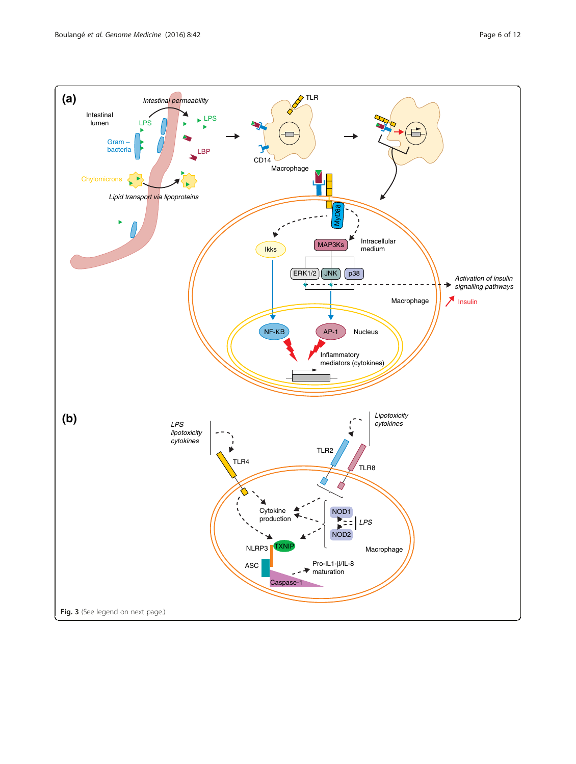**Fig. 3** (See legend on next page.)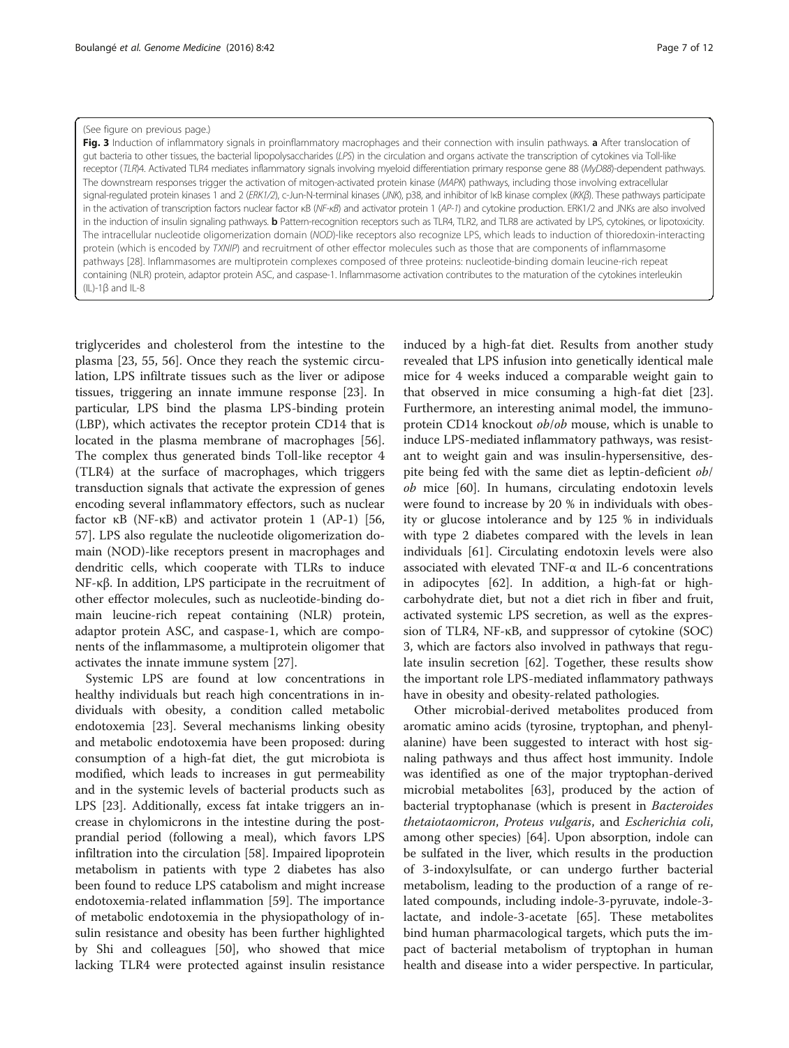(See figure on previous page.)

**Fig. 3** Induction of inflammatory signals in proinflammatory macrophages and their connection with insulin pathways. **a** After translocation of gut bacteria to other tissues, the bacterial lipopolysaccharides (*LPS*) in the circulation and organs activate the transcription of cytokines via Toll-like receptor (*TLR*)4. Activated TLR4 mediates inflammatory signals involving myeloid differentiation primary response gene 88 (*MyD88*)-dependent pathways. The downstream responses trigger the activation of mitogen-activated protein kinase (*MAPK*) pathways, including those involving extracellular signal-regulated protein kinases 1 and 2 (*ERK1/2*), c-Jun-N-terminal kinases (*JNK*), p38, and inhibitor of IκB kinase complex (*IKKβ*). These pathways participate in the activation of transcription factors nuclear factor κB (*NF-κB*) and activator protein 1 (*AP-1*) and cytokine production. ERK1/2 and JNKs are also involved in the induction of insulin signaling pathways. **b** Pattern-recognition receptors such as TLR4, TLR2, and TLR8 are activated by LPS, cytokines, or lipotoxicity. The intracellular nucleotide oligomerization domain (*NOD*)-like receptors also recognize LPS, which leads to induction of thioredoxin-interacting protein (which is encoded by *TXNIP*) and recruitment of other effector molecules such as those that are components of inflammasome pathways [28]. Inflammasomes are multiprotein complexes composed of three proteins: nucleotide-binding domain leucine-rich repeat containing (NLR) protein, adaptor protein ASC, and caspase-1. Inflammasome activation contributes to the maturation of the cytokines interleukin (IL)-1β and IL-8

triglycerides and cholesterol from the intestine to the plasma [23, 55, 56]. Once they reach the systemic circulation, LPS infiltrate tissues such as the liver or adipose tissues, triggering an innate immune response [23]. In particular, LPS bind the plasma LPS-binding protein (LBP), which activates the receptor protein CD14 that is located in the plasma membrane of macrophages [56]. The complex thus generated binds Toll-like receptor 4 (TLR4) at the surface of macrophages, which triggers transduction signals that activate the expression of genes encoding several inflammatory effectors, such as nuclear factor κB (NF-κB) and activator protein 1 (AP-1) [56, 57]. LPS also regulate the nucleotide oligomerization domain (NOD)-like receptors present in macrophages and dendritic cells, which cooperate with TLRs to induce NF-κβ. In addition, LPS participate in the recruitment of other effector molecules, such as nucleotide-binding domain leucine-rich repeat containing (NLR) protein, adaptor protein ASC, and caspase-1, which are components of the inflammasome, a multiprotein oligomer that activates the innate immune system [27].

Systemic LPS are found at low concentrations in healthy individuals but reach high concentrations in individuals with obesity, a condition called metabolic endotoxemia [23]. Several mechanisms linking obesity and metabolic endotoxemia have been proposed: during consumption of a high-fat diet, the gut microbiota is modified, which leads to increases in gut permeability and in the systemic levels of bacterial products such as LPS [23]. Additionally, excess fat intake triggers an increase in chylomicrons in the intestine during the postprandial period (following a meal), which favors LPS infiltration into the circulation [58]. Impaired lipoprotein metabolism in patients with type 2 diabetes has also been found to reduce LPS catabolism and might increase endotoxemia-related inflammation [59]. The importance of metabolic endotoxemia in the physiopathology of insulin resistance and obesity has been further highlighted by Shi and colleagues [50], who showed that mice lacking TLR4 were protected against insulin resistance induced by a high-fat diet. Results from another study revealed that LPS infusion into genetically identical male mice for 4 weeks induced a comparable weight gain to that observed in mice consuming a high-fat diet [23]. Furthermore, an interesting animal model, the immunoprotein CD14 knockout *ob*/*ob* mouse, which is unable to induce LPS-mediated inflammatory pathways, was resistant to weight gain and was insulin-hypersensitive, despite being fed with the same diet as leptin-deficient *ob*/*ob* mice [60]. In humans, circulating endotoxin levels were found to increase by 20 % in individuals with obesity or glucose intolerance and by 125 % in individuals with type 2 diabetes compared with the levels in lean individuals [61]. Circulating endotoxin levels were also associated with elevated TNF-α and IL-6 concentrations in adipocytes [62]. In addition, a high-fat or high-carbohydrate diet, but not a diet rich in fiber and fruit, activated systemic LPS secretion, as well as the expression of TLR4, NF-κB, and suppressor of cytokine (SOC) 3, which are factors also involved in pathways that regulate insulin secretion [62]. Together, these results show the important role LPS-mediated inflammatory pathways have in obesity and obesity-related pathologies.

Other microbial-derived metabolites produced from aromatic amino acids (tyrosine, tryptophan, and phenylalanine) have been suggested to interact with host signaling pathways and thus affect host immunity. Indole was identified as one of the major tryptophan-derived microbial metabolites [63], produced by the action of bacterial tryptophanase (which is present in *Bacteroides thetaiotaomicron*, *Proteus vulgaris*, and *Escherichia coli*, among other species) [64]. Upon absorption, indole can be sulfated in the liver, which results in the production of 3-indoxylsulfate, or can undergo further bacterial metabolism, leading to the production of a range of related compounds, including indole-3-pyruvate, indole-3-lactate, and indole-3-acetate [65]. These metabolites bind human pharmacological targets, which puts the impact of bacterial metabolism of tryptophan in human health and disease into a wider perspective. In particular,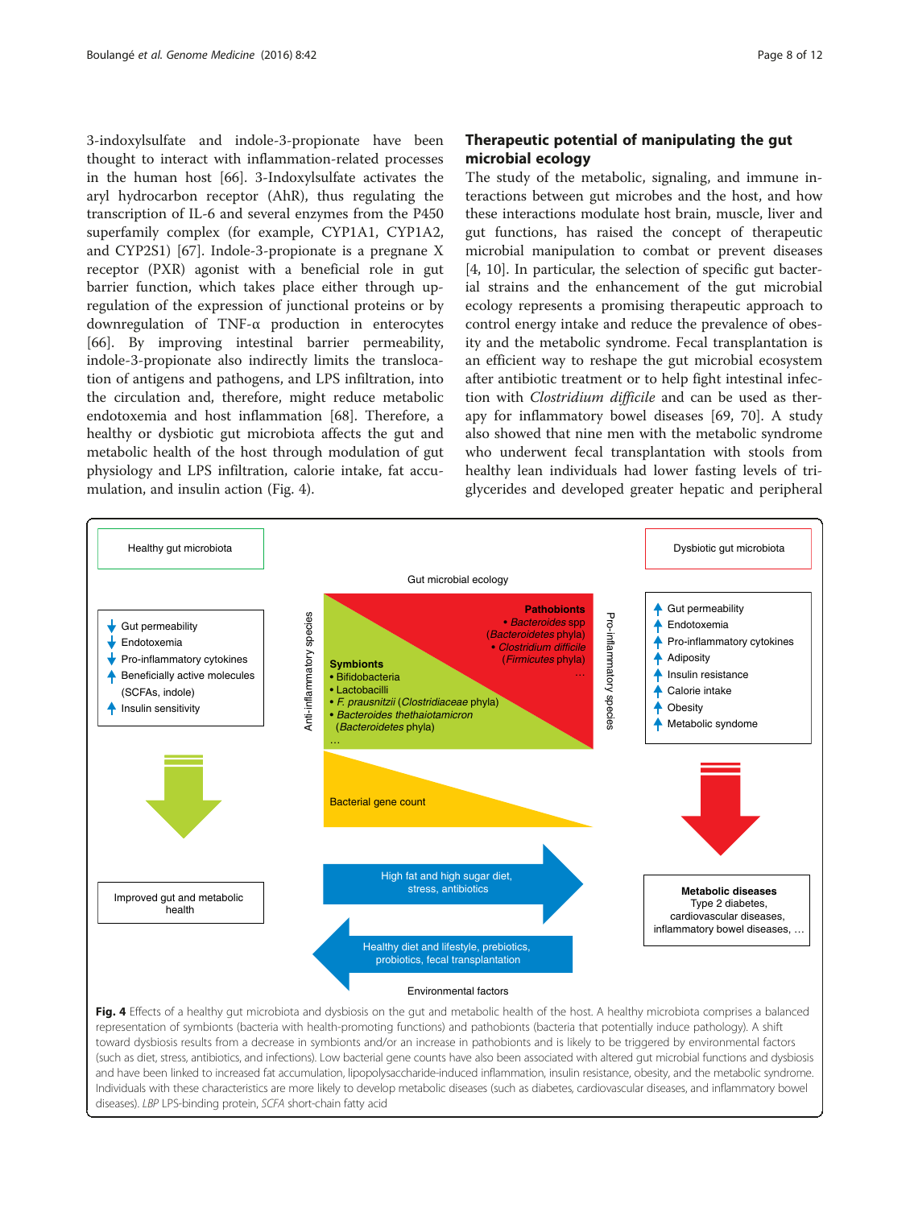3-indoxylsulfate and indole-3-propionate have been thought to interact with inflammation-related processes in the human host [66]. 3-Indoxylsulfate activates the aryl hydrocarbon receptor (AhR), thus regulating the transcription of IL-6 and several enzymes from the P450 superfamily complex (for example, CYP1A1, CYP1A2, and CYP2S1) [67]. Indole-3-propionate is a pregnane X receptor (PXR) agonist with a beneficial role in gut barrier function, which takes place either through up-regulation of the expression of junctional proteins or by downregulation of TNF-α production in enterocytes [66]. By improving intestinal barrier permeability, indole-3-propionate also indirectly limits the translocation of antigens and pathogens, and LPS infiltration, into the circulation and, therefore, might reduce metabolic endotoxemia and host inflammation [68]. Therefore, a healthy or dysbiotic gut microbiota affects the gut and metabolic health of the host through modulation of gut physiology and LPS infiltration, calorie intake, fat accumulation, and insulin action (Fig. 4).

## Therapeutic potential of manipulating the gut microbial ecology

The study of the metabolic, signaling, and immune interactions between gut microbes and the host, and how these interactions modulate host brain, muscle, liver and gut functions, has raised the concept of therapeutic microbial manipulation to combat or prevent diseases [4, 10]. In particular, the selection of specific gut bacterial strains and the enhancement of the gut microbial ecology represents a promising therapeutic approach to control energy intake and reduce the prevalence of obesity and the metabolic syndrome. Fecal transplantation is an efficient way to reshape the gut microbial ecosystem after antibiotic treatment or to help fight intestinal infection with *Clostridium difficile* and can be used as therapy for inflammatory bowel diseases [69, 70]. A study also showed that nine men with the metabolic syndrome who underwent fecal transplantation with stools from healthy lean individuals had lower fasting levels of triglycerides and developed greater hepatic and peripheral

**Fig. 4** Effects of a healthy gut microbiota and dysbiosis on the gut and metabolic health of the host. A healthy microbiota comprises a balanced representation of symbionts (bacteria with health-promoting functions) and pathobionts (bacteria that potentially induce pathology). A shift toward dysbiosis results from a decrease in symbionts and/or an increase in pathobionts and is likely to be triggered by environmental factors (such as diet, stress, antibiotics, and infections). Low bacterial gene counts have also been associated with altered gut microbial functions and dysbiosis and have been linked to increased fat accumulation, lipopolysaccharide-induced inflammation, insulin resistance, obesity, and the metabolic syndrome. Individuals with these characteristics are more likely to develop metabolic diseases (such as diabetes, cardiovascular diseases, and inflammatory bowel diseases). *LBP* LPS-binding protein, *SCFA* short-chain fatty acid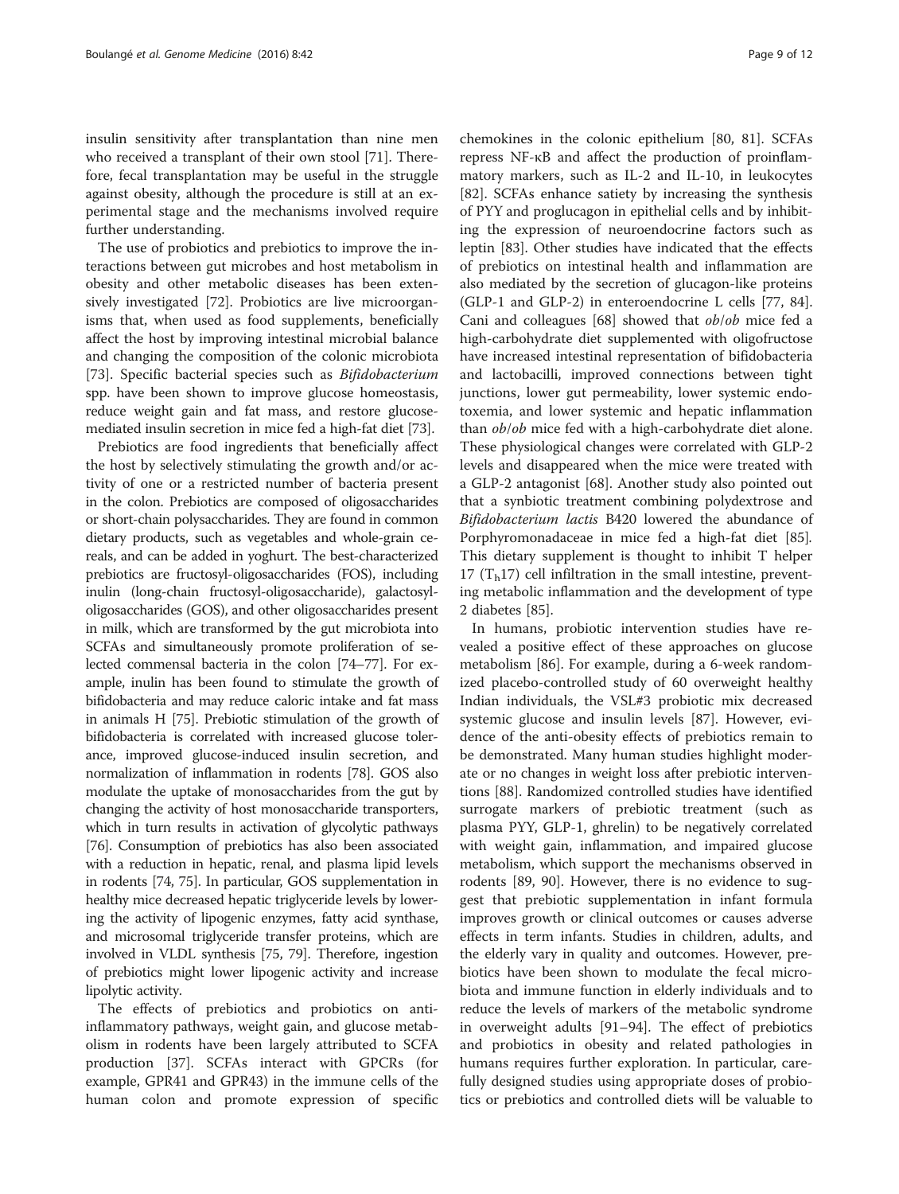insulin sensitivity after transplantation than nine men who received a transplant of their own stool [71]. Therefore, fecal transplantation may be useful in the struggle against obesity, although the procedure is still at an experimental stage and the mechanisms involved require further understanding.

The use of probiotics and prebiotics to improve the interactions between gut microbes and host metabolism in obesity and other metabolic diseases has been extensively investigated [72]. Probiotics are live microorganisms that, when used as food supplements, beneficially affect the host by improving intestinal microbial balance and changing the composition of the colonic microbiota [73]. Specific bacterial species such as *Bifidobacterium* spp. have been shown to improve glucose homeostasis, reduce weight gain and fat mass, and restore glucose-mediated insulin secretion in mice fed a high-fat diet [73].

Prebiotics are food ingredients that beneficially affect the host by selectively stimulating the growth and/or activity of one or a restricted number of bacteria present in the colon. Prebiotics are composed of oligosaccharides or short-chain polysaccharides. They are found in common dietary products, such as vegetables and whole-grain cereals, and can be added in yoghurt. The best-characterized prebiotics are fructosyl-oligosaccharides (FOS), including inulin (long-chain fructosyl-oligosaccharide), galactosyl-oligosaccharides (GOS), and other oligosaccharides present in milk, which are transformed by the gut microbiota into SCFAs and simultaneously promote proliferation of selected commensal bacteria in the colon [74–77]. For example, inulin has been found to stimulate the growth of bifidobacteria and may reduce caloric intake and fat mass in animals H [75]. Prebiotic stimulation of the growth of bifidobacteria is correlated with increased glucose tolerance, improved glucose-induced insulin secretion, and normalization of inflammation in rodents [78]. GOS also modulate the uptake of monosaccharides from the gut by changing the activity of host monosaccharide transporters, which in turn results in activation of glycolytic pathways [76]. Consumption of prebiotics has also been associated with a reduction in hepatic, renal, and plasma lipid levels in rodents [74, 75]. In particular, GOS supplementation in healthy mice decreased hepatic triglyceride levels by lowering the activity of lipogenic enzymes, fatty acid synthase, and microsomal triglyceride transfer proteins, which are involved in VLDL synthesis [75, 79]. Therefore, ingestion of prebiotics might lower lipogenic activity and increase lipolytic activity.

The effects of prebiotics and probiotics on anti-inflammatory pathways, weight gain, and glucose metabolism in rodents have been largely attributed to SCFA production [37]. SCFAs interact with GPCRs (for example, GPR41 and GPR43) in the immune cells of the human colon and promote expression of specific chemokines in the colonic epithelium [80, 81]. SCFAs repress NF-κB and affect the production of proinflammatory markers, such as IL-2 and IL-10, in leukocytes [82]. SCFAs enhance satiety by increasing the synthesis of PYY and proglucagon in epithelial cells and by inhibiting the expression of neuroendocrine factors such as leptin [83]. Other studies have indicated that the effects of prebiotics on intestinal health and inflammation are also mediated by the secretion of glucagon-like proteins (GLP-1 and GLP-2) in enteroendocrine L cells [77, 84]. Cani and colleagues [68] showed that *ob/ob* mice fed a high-carbohydrate diet supplemented with oligofructose have increased intestinal representation of bifidobacteria and lactobacilli, improved connections between tight junctions, lower gut permeability, lower systemic endotoxemia, and lower systemic and hepatic inflammation than *ob/ob* mice fed with a high-carbohydrate diet alone. These physiological changes were correlated with GLP-2 levels and disappeared when the mice were treated with a GLP-2 antagonist [68]. Another study also pointed out that a synbiotic treatment combining polydextrose and *Bifidobacterium lactis* B420 lowered the abundance of Porphyromonadaceae in mice fed a high-fat diet [85]. This dietary supplement is thought to inhibit T helper 17 ($T_h17$) cell infiltration in the small intestine, preventing metabolic inflammation and the development of type 2 diabetes [85].

In humans, probiotic intervention studies have revealed a positive effect of these approaches on glucose metabolism [86]. For example, during a 6-week randomized placebo-controlled study of 60 overweight healthy Indian individuals, the VSL#3 probiotic mix decreased systemic glucose and insulin levels [87]. However, evidence of the anti-obesity effects of prebiotics remain to be demonstrated. Many human studies highlight moderate or no changes in weight loss after prebiotic interventions [88]. Randomized controlled studies have identified surrogate markers of prebiotic treatment (such as plasma PYY, GLP-1, ghrelin) to be negatively correlated with weight gain, inflammation, and impaired glucose metabolism, which support the mechanisms observed in rodents [89, 90]. However, there is no evidence to suggest that prebiotic supplementation in infant formula improves growth or clinical outcomes or causes adverse effects in term infants. Studies in children, adults, and the elderly vary in quality and outcomes. However, prebiotics have been shown to modulate the fecal microbiota and immune function in elderly individuals and to reduce the levels of markers of the metabolic syndrome in overweight adults [91–94]. The effect of prebiotics and probiotics in obesity and related pathologies in humans requires further exploration. In particular, carefully designed studies using appropriate doses of probiotics or prebiotics and controlled diets will be valuable to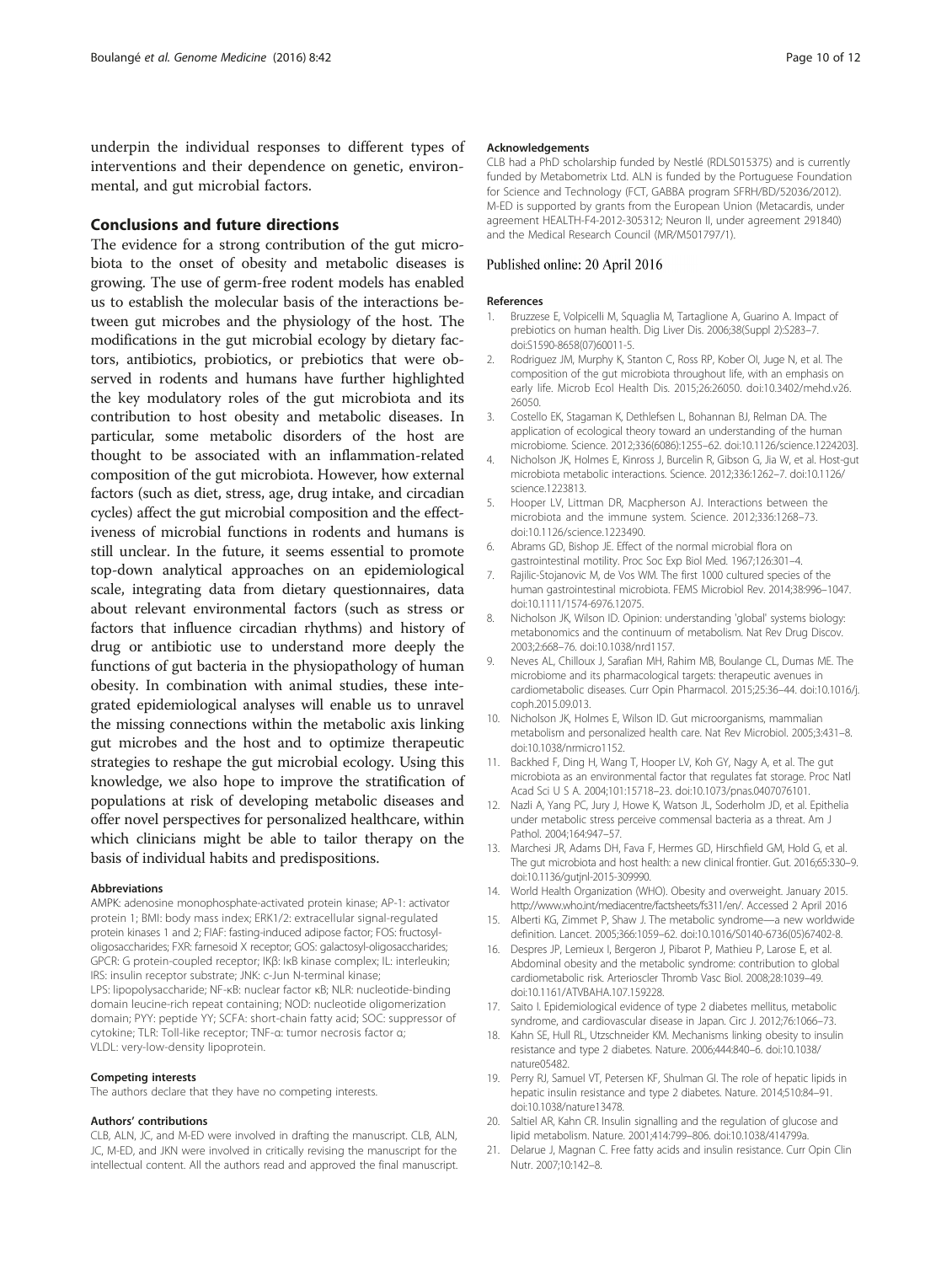underpin the individual responses to different types of interventions and their dependence on genetic, environmental, and gut microbial factors.

## Conclusions and future directions

The evidence for a strong contribution of the gut microbiota to the onset of obesity and metabolic diseases is growing. The use of germ-free rodent models has enabled us to establish the molecular basis of the interactions between gut microbes and the physiology of the host. The modifications in the gut microbial ecology by dietary factors, antibiotics, probiotics, or prebiotics that were observed in rodents and humans have further highlighted the key modulatory roles of the gut microbiota and its contribution to host obesity and metabolic diseases. In particular, some metabolic disorders of the host are thought to be associated with an inflammation-related composition of the gut microbiota. However, how external factors (such as diet, stress, age, drug intake, and circadian cycles) affect the gut microbial composition and the effectiveness of microbial functions in rodents and humans is still unclear. In the future, it seems essential to promote top-down analytical approaches on an epidemiological scale, integrating data from dietary questionnaires, data about relevant environmental factors (such as stress or factors that influence circadian rhythms) and history of drug or antibiotic use to understand more deeply the functions of gut bacteria in the physiopathology of human obesity. In combination with animal studies, these integrated epidemiological analyses will enable us to unravel the missing connections within the metabolic axis linking gut microbes and the host and to optimize therapeutic strategies to reshape the gut microbial ecology. Using this knowledge, we also hope to improve the stratification of populations at risk of developing metabolic diseases and offer novel perspectives for personalized healthcare, within which clinicians might be able to tailor therapy on the basis of individual habits and predispositions.

#### Abbreviations

AMPK: adenosine monophosphate-activated protein kinase; AP-1: activator protein 1; BMI: body mass index; ERK1/2: extracellular signal-regulated protein kinases 1 and 2; FIAF: fasting-induced adipose factor; FOS: fructosyl-oligosaccharides; FXR: farnesoid X receptor; GOS: galactosyl-oligosaccharides; GPCR: G protein-coupled receptor; IKβ: IκB kinase complex; IL: interleukin; IRS: insulin receptor substrate; JNK: c-Jun N-terminal kinase; LPS: lipopolysaccharide; NF-κB: nuclear factor κB; NLR: nucleotide-binding domain leucine-rich repeat containing; NOD: nucleotide oligomerization domain; PYY: peptide YY; SCFA: short-chain fatty acid; SOC: suppressor of cytokine; TLR: Toll-like receptor; TNF-α: tumor necrosis factor α; VLDL: very-low-density lipoprotein.

#### Competing interests

The authors declare that they have no competing interests.

#### Authors' contributions

CLB, ALN, JC, and M-ED were involved in drafting the manuscript. CLB, ALN, JC, M-ED, and JKN were involved in critically revising the manuscript for the intellectual content. All the authors read and approved the final manuscript.

#### Acknowledgements

CLB had a PhD scholarship funded by Nestlé (RDLS015375) and is currently funded by Metabometrix Ltd. ALN is funded by the Portuguese Foundation for Science and Technology (FCT, GABBA program SFRH/BD/52036/2012). M-ED is supported by grants from the European Union (Metacardis, under agreement HEALTH-F4-2012-305312; Neuron II, under agreement 291840) and the Medical Research Council (MR/M501797/1).

Published online: 20 April 2016

#### References

1. Bruzzese E, Volpicelli M, Squaglia M, Tartaglione A, Guarino A. Impact of prebiotics on human health. Dig Liver Dis. 2006;38(Suppl 2):S283–7. doi:S1590-8658(07)60011-5.
2. Rodriguez JM, Murphy K, Stanton C, Ross RP, Kober OI, Juge N, et al. The composition of the gut microbiota throughout life, with an emphasis on early life. Microb Ecol Health Dis. 2015;26:26050. doi:10.3402/mehd.v26.26050.
3. Costello EK, Stagaman K, Dethlefsen L, Bohannan BJ, Relman DA. The application of ecological theory toward an understanding of the human microbiome. Science. 2012;336(6086):1255–62. doi:10.1126/science.1224203].
4. Nicholson JK, Holmes E, Kinross J, Burcelin R, Gibson G, Jia W, et al. Host-gut microbiota metabolic interactions. Science. 2012;336:1262–7. doi:10.1126/science.1223813.
5. Hooper LV, Littman DR, Macpherson AJ. Interactions between the microbiota and the immune system. Science. 2012;336:1268–73. doi:10.1126/science.1223490.
6. Abrams GD, Bishop JE. Effect of the normal microbial flora on gastrointestinal motility. Proc Soc Exp Biol Med. 1967;126:301–4.
7. Rajilic-Stojanovic M, de Vos WM. The first 1000 cultured species of the human gastrointestinal microbiota. FEMS Microbiol Rev. 2014;38:996–1047. doi:10.1111/1574-6976.12075.
8. Nicholson JK, Wilson ID. Opinion: understanding 'global' systems biology: metabonomics and the continuum of metabolism. Nat Rev Drug Discov. 2003;2:668–76. doi:10.1038/nrd1157.
9. Neves AL, Chilloux J, Sarafian MH, Rahim MB, Boulange CL, Dumas ME. The microbiome and its pharmacological targets: therapeutic avenues in cardiometabolic diseases. Curr Opin Pharmacol. 2015;25:36–44. doi:10.1016/j.coph.2015.09.013.
10. Nicholson JK, Holmes E, Wilson ID. Gut microorganisms, mammalian metabolism and personalized health care. Nat Rev Microbiol. 2005;3:431–8. doi:10.1038/nrmicro1152.
11. Backhed F, Ding H, Wang T, Hooper LV, Koh GY, Nagy A, et al. The gut microbiota as an environmental factor that regulates fat storage. Proc Natl Acad Sci U S A. 2004;101:15718–23. doi:10.1073/pnas.0407076101.
12. Nazli A, Yang PC, Jury J, Howe K, Watson JL, Soderholm JD, et al. Epithelia under metabolic stress perceive commensal bacteria as a threat. Am J Pathol. 2004;164:947–57.
13. Marchesi JR, Adams DH, Fava F, Hermes GD, Hirschfield GM, Hold G, et al. The gut microbiota and host health: a new clinical frontier. Gut. 2016;65:330–9. doi:10.1136/gutjnl-2015-309990.
14. World Health Organization (WHO). Obesity and overweight. January 2015. http://www.who.int/mediacentre/factsheets/fs311/en/. Accessed 2 April 2016
15. Alberti KG, Zimmet P, Shaw J. The metabolic syndrome—a new worldwide definition. Lancet. 2005;366:1059–62. doi:10.1016/S0140-6736(05)67402-8.
16. Despres JP, Lemieux I, Bergeron J, Pibarot P, Mathieu P, Larose E, et al. Abdominal obesity and the metabolic syndrome: contribution to global cardiometabolic risk. Arterioscler Thromb Vasc Biol. 2008;28:1039–49. doi:10.1161/ATVBAHA.107.159228.
17. Saito I. Epidemiological evidence of type 2 diabetes mellitus, metabolic syndrome, and cardiovascular disease in Japan. Circ J. 2012;76:1066–73.
18. Kahn SE, Hull RL, Utzschneider KM. Mechanisms linking obesity to insulin resistance and type 2 diabetes. Nature. 2006;444:840–6. doi:10.1038/nature05482.
19. Perry RJ, Samuel VT, Petersen KF, Shulman GI. The role of hepatic lipids in hepatic insulin resistance and type 2 diabetes. Nature. 2014;510:84–91. doi:10.1038/nature13478.
20. Saltiel AR, Kahn CR. Insulin signalling and the regulation of glucose and lipid metabolism. Nature. 2001;414:799–806. doi:10.1038/414799a.
21. Delarue J, Magnan C. Free fatty acids and insulin resistance. Curr Opin Clin Nutr. 2007;10:142–8.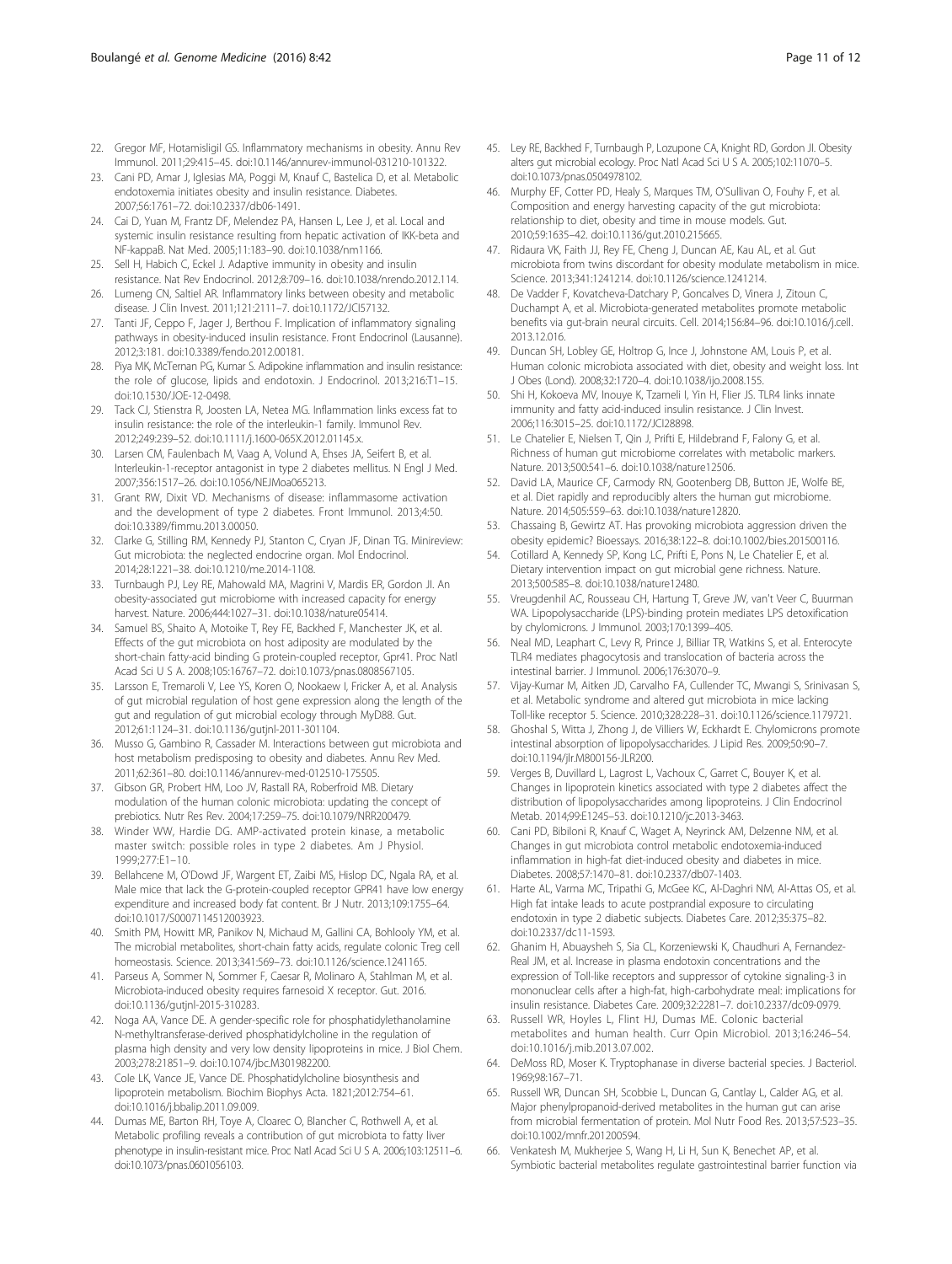22. Gregor MF, Hotamisligil GS. Inflammatory mechanisms in obesity. Annu Rev Immunol. 2011;29:415–45. doi:10.1146/annurev-immunol-031210-101322.
23. Cani PD, Amar J, Iglesias MA, Poggi M, Knauf C, Bastelica D, et al. Metabolic endotoxemia initiates obesity and insulin resistance. Diabetes. 2007;56:1761–72. doi:10.2337/db06-1491.
24. Cai D, Yuan M, Frantz DF, Melendez PA, Hansen L, Lee J, et al. Local and systemic insulin resistance resulting from hepatic activation of IKK-beta and NF-kappaB. Nat Med. 2005;11:183–90. doi:10.1038/nm1166.
25. Sell H, Habich C, Eckel J. Adaptive immunity in obesity and insulin resistance. Nat Rev Endocrinol. 2012;8:709–16. doi:10.1038/nrendo.2012.114.
26. Lumeng CN, Saltiel AR. Inflammatory links between obesity and metabolic disease. J Clin Invest. 2011;121:2111–7. doi:10.1172/JCI57132.
27. Tanti JF, Ceppo F, Jager J, Berthou F. Implication of inflammatory signaling pathways in obesity-induced insulin resistance. Front Endocrinol (Lausanne). 2012;3:181. doi:10.3389/fendo.2012.00181.
28. Piya MK, McTernan PG, Kumar S. Adipokine inflammation and insulin resistance: the role of glucose, lipids and endotoxin. J Endocrinol. 2013;216:T1–15. doi:10.1530/JOE-12-0498.
29. Tack CJ, Stienstra R, Joosten LA, Netea MG. Inflammation links excess fat to insulin resistance: the role of the interleukin-1 family. Immunol Rev. 2012;249:239–52. doi:10.1111/j.1600-065X.2012.01145.x.
30. Larsen CM, Faulenbach M, Vaag A, Volund A, Ehses JA, Seifert B, et al. Interleukin-1-receptor antagonist in type 2 diabetes mellitus. N Engl J Med. 2007;356:1517–26. doi:10.1056/NEJMoa065213.
31. Grant RW, Dixit VD. Mechanisms of disease: inflammasome activation and the development of type 2 diabetes. Front Immunol. 2013;4:50. doi:10.3389/fimmu.2013.00050.
32. Clarke G, Stilling RM, Kennedy PJ, Stanton C, Cryan JF, Dinan TG. Minireview: Gut microbiota: the neglected endocrine organ. Mol Endocrinol. 2014;28:1221–38. doi:10.1210/me.2014-1108.
33. Turnbaugh PJ, Ley RE, Mahowald MA, Magrini V, Mardis ER, Gordon JI. An obesity-associated gut microbiome with increased capacity for energy harvest. Nature. 2006;444:1027–31. doi:10.1038/nature05414.
34. Samuel BS, Shaito A, Motoike T, Rey FE, Backhed F, Manchester JK, et al. Effects of the gut microbiota on host adiposity are modulated by the short-chain fatty-acid binding G protein-coupled receptor, Gpr41. Proc Natl Acad Sci U S A. 2008;105:16767–72. doi:10.1073/pnas.0808567105.
35. Larsson E, Tremaroli V, Lee YS, Koren O, Nookaew I, Fricker A, et al. Analysis of gut microbial regulation of host gene expression along the length of the gut and regulation of gut microbial ecology through MyD88. Gut. 2012;61:1124–31. doi:10.1136/gutjnl-2011-301104.
36. Musso G, Gambino R, Cassader M. Interactions between gut microbiota and host metabolism predisposing to obesity and diabetes. Annu Rev Med. 2011;62:361–80. doi:10.1146/annurev-med-012510-175505.
37. Gibson GR, Probert HM, Loo JV, Rastall RA, Roberfroid MB. Dietary modulation of the human colonic microbiota: updating the concept of prebiotics. Nutr Res Rev. 2004;17:259–75. doi:10.1079/NRR200479.
38. Winder WW, Hardie DG. AMP-activated protein kinase, a metabolic master switch: possible roles in type 2 diabetes. Am J Physiol. 1999;277:E1–10.
39. Bellahcene M, O'Dowd JF, Wargent ET, Zaibi MS, Hislop DC, Ngala RA, et al. Male mice that lack the G-protein-coupled receptor GPR41 have low energy expenditure and increased body fat content. Br J Nutr. 2013;109:1755–64. doi:10.1017/S0007114512003923.
40. Smith PM, Howitt MR, Panikov N, Michaud M, Gallini CA, Bohlooly YM, et al. The microbial metabolites, short-chain fatty acids, regulate colonic Treg cell homeostasis. Science. 2013;341:569–73. doi:10.1126/science.1241165.
41. Parseus A, Sommer N, Sommer F, Caesar R, Molinaro A, Stahlman M, et al. Microbiota-induced obesity requires farnesoid X receptor. Gut. 2016. doi:10.1136/gutjnl-2015-310283.
42. Noga AA, Vance DE. A gender-specific role for phosphatidylethanolamine N-methyltransferase-derived phosphatidylcholine in the regulation of plasma high density and very low density lipoproteins in mice. J Biol Chem. 2003;278:21851–9. doi:10.1074/jbc.M301982200.
43. Cole LK, Vance JE, Vance DE. Phosphatidylcholine biosynthesis and lipoprotein metabolism. Biochim Biophys Acta. 1821;2012:754–61. doi:10.1016/j.bbalip.2011.09.009.
44. Dumas ME, Barton RH, Toye A, Cloarec O, Blancher C, Rothwell A, et al. Metabolic profiling reveals a contribution of gut microbiota to fatty liver phenotype in insulin-resistant mice. Proc Natl Acad Sci U S A. 2006;103:12511–6. doi:10.1073/pnas.0601056103.
45. Ley RE, Backhed F, Turnbaugh P, Lozupone CA, Knight RD, Gordon JI. Obesity alters gut microbial ecology. Proc Natl Acad Sci U S A. 2005;102:11070–5. doi:10.1073/pnas.0504978102.
46. Murphy EF, Cotter PD, Healy S, Marques TM, O'Sullivan O, Fouhy F, et al. Composition and energy harvesting capacity of the gut microbiota: relationship to diet, obesity and time in mouse models. Gut. 2010;59:1635–42. doi:10.1136/gut.2010.215665.
47. Ridaura VK, Faith JJ, Rey FE, Cheng J, Duncan AE, Kau AL, et al. Gut microbiota from twins discordant for obesity modulate metabolism in mice. Science. 2013;341:1241214. doi:10.1126/science.1241214.
48. De Vadder F, Kovatcheva-Datchary P, Goncalves D, Vinera J, Zitoun C, Duchampt A, et al. Microbiota-generated metabolites promote metabolic benefits via gut-brain neural circuits. Cell. 2014;156:84–96. doi:10.1016/j.cell.2013.12.016.
49. Duncan SH, Lobley GE, Holtrop G, Ince J, Johnstone AM, Louis P, et al. Human colonic microbiota associated with diet, obesity and weight loss. Int J Obes (Lond). 2008;32:1720–4. doi:10.1038/ijo.2008.155.
50. Shi H, Kokoeva MV, Inouye K, Tzameli I, Yin H, Flier JS. TLR4 links innate immunity and fatty acid-induced insulin resistance. J Clin Invest. 2006;116:3015–25. doi:10.1172/JCI28898.
51. Le Chatelier E, Nielsen T, Qin J, Prifti E, Hildebrand F, Falony G, et al. Richness of human gut microbiome correlates with metabolic markers. Nature. 2013;500:541–6. doi:10.1038/nature12506.
52. David LA, Maurice CF, Carmody RN, Gootenberg DB, Button JE, Wolfe BE, et al. Diet rapidly and reproducibly alters the human gut microbiome. Nature. 2014;505:559–63. doi:10.1038/nature12820.
53. Chassaing B, Gewirtz AT. Has provoking microbiota aggression driven the obesity epidemic? Bioessays. 2016;38:122–8. doi:10.1002/bies.201500116.
54. Cotillard A, Kennedy SP, Kong LC, Prifti E, Pons N, Le Chatelier E, et al. Dietary intervention impact on gut microbial gene richness. Nature. 2013;500:585–8. doi:10.1038/nature12480.
55. Vreugdenhil AC, Rousseau CH, Hartung T, Greve JW, van't Veer C, Buurman WA. Lipopolysaccharide (LPS)-binding protein mediates LPS detoxification by chylomicrons. J Immunol. 2003;170:1399–405.
56. Neal MD, Leaphart C, Levy R, Prince J, Billiar TR, Watkins S, et al. Enterocyte TLR4 mediates phagocytosis and translocation of bacteria across the intestinal barrier. J Immunol. 2006;176:3070–9.
57. Vijay-Kumar M, Aitken JD, Carvalho FA, Cullender TC, Mwangi S, Srinivasan S, et al. Metabolic syndrome and altered gut microbiota in mice lacking Toll-like receptor 5. Science. 2010;328:228–31. doi:10.1126/science.1179721.
58. Ghoshal S, Witta J, Zhong J, de Villiers W, Eckhardt E. Chylomicrons promote intestinal absorption of lipopolysaccharides. J Lipid Res. 2009;50:90–7. doi:10.1194/jlr.M800156-JLR200.
59. Verges B, Duvillard L, Lagrost L, Vachoux C, Garret C, Bouyer K, et al. Changes in lipoprotein kinetics associated with type 2 diabetes affect the distribution of lipopolysaccharides among lipoproteins. J Clin Endocrinol Metab. 2014;99:E1245–53. doi:10.1210/jc.2013-3463.
60. Cani PD, Bibiloni R, Knauf C, Waget A, Neyrinck AM, Delzenne NM, et al. Changes in gut microbiota control metabolic endotoxemia-induced inflammation in high-fat diet-induced obesity and diabetes in mice. Diabetes. 2008;57:1470–81. doi:10.2337/db07-1403.
61. Harte AL, Varma MC, Tripathi G, McGee KC, Al-Daghri NM, Al-Attas OS, et al. High fat intake leads to acute postprandial exposure to circulating endotoxin in type 2 diabetic subjects. Diabetes Care. 2012;35:375–82. doi:10.2337/dc11-1593.
62. Ghanim H, Abuaysheh S, Sia CL, Korzeniewski K, Chaudhuri A, Fernandez-Real JM, et al. Increase in plasma endotoxin concentrations and the expression of Toll-like receptors and suppressor of cytokine signaling-3 in mononuclear cells after a high-fat, high-carbohydrate meal: implications for insulin resistance. Diabetes Care. 2009;32:2281–7. doi:10.2337/dc09-0979.
63. Russell WR, Hoyles L, Flint HJ, Dumas ME. Colonic bacterial metabolites and human health. Curr Opin Microbiol. 2013;16:246–54. doi:10.1016/j.mib.2013.07.002.
64. DeMoss RD, Moser K. Tryptophanase in diverse bacterial species. J Bacteriol. 1969;98:167–71.
65. Russell WR, Duncan SH, Scobbie L, Duncan G, Cantlay L, Calder AG, et al. Major phenylpropanoid-derived metabolites in the human gut can arise from microbial fermentation of protein. Mol Nutr Food Res. 2013;57:523–35. doi:10.1002/mnfr.201200594.
66. Venkatesh M, Mukherjee S, Wang H, Li H, Sun K, Benechet AP, et al. Symbiotic bacterial metabolites regulate gastrointestinal barrier function via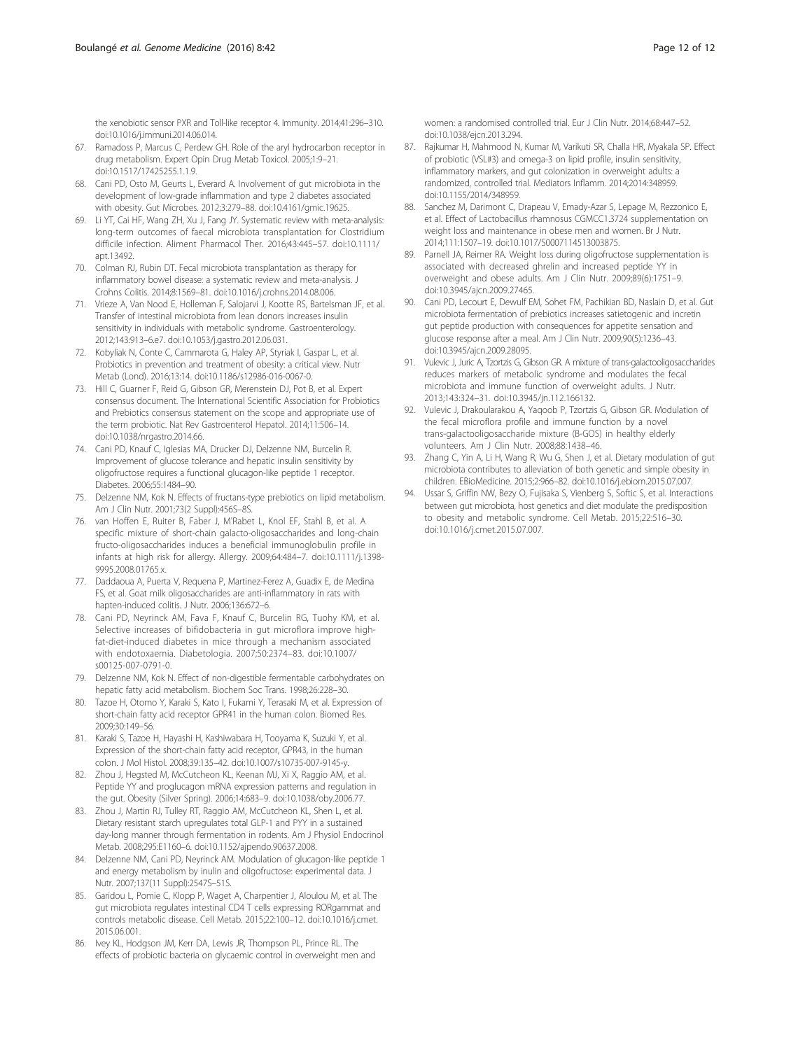the xenobiotic sensor PXR and Toll-like receptor 4. Immunity. 2014;41:296–310. doi:10.1016/j.immuni.2014.06.014.

67. Ramadoss P, Marcus C, Perdew GH. Role of the aryl hydrocarbon receptor in drug metabolism. Expert Opin Drug Metab Toxicol. 2005;1:9–21. doi:10.1517/17425255.1.1.9.
68. Cani PD, Osto M, Geurts L, Everard A. Involvement of gut microbiota in the development of low-grade inflammation and type 2 diabetes associated with obesity. Gut Microbes. 2012;3:279–88. doi:10.4161/gmic.19625.
69. Li YT, Cai HF, Wang ZH, Xu J, Fang JY. Systematic review with meta-analysis: long-term outcomes of faecal microbiota transplantation for Clostridium difficile infection. Aliment Pharmacol Ther. 2016;43:445–57. doi:10.1111/apt.13492.
70. Colman RJ, Rubin DT. Fecal microbiota transplantation as therapy for inflammatory bowel disease: a systematic review and meta-analysis. J Crohns Colitis. 2014;8:1569–81. doi:10.1016/j.crohns.2014.08.006.
71. Vrieze A, Van Nood E, Holleman F, Salojarvi J, Kootte RS, Bartelsman JF, et al. Transfer of intestinal microbiota from lean donors increases insulin sensitivity in individuals with metabolic syndrome. Gastroenterology. 2012;143:913–6.e7. doi:10.1053/j.gastro.2012.06.031.
72. Kobyliak N, Conte C, Cammarota G, Haley AP, Styriak I, Gaspar L, et al. Probiotics in prevention and treatment of obesity: a critical view. Nutr Metab (Lond). 2016;13:14. doi:10.1186/s12986-016-0067-0.
73. Hill C, Guarner F, Reid G, Gibson GR, Merenstein DJ, Pot B, et al. Expert consensus document. The International Scientific Association for Probiotics and Prebiotics consensus statement on the scope and appropriate use of the term probiotic. Nat Rev Gastroenterol Hepatol. 2014;11:506–14. doi:10.1038/nrgastro.2014.66.
74. Cani PD, Knauf C, Iglesias MA, Drucker DJ, Delzenne NM, Burcelin R. Improvement of glucose tolerance and hepatic insulin sensitivity by oligofructose requires a functional glucagon-like peptide 1 receptor. Diabetes. 2006;55:1484–90.
75. Delzenne NM, Kok N. Effects of fructans-type prebiotics on lipid metabolism. Am J Clin Nutr. 2001;73(2 Suppl):456S–8S.
76. van Hoffen E, Ruiter B, Faber J, M'Rabet L, Knol EF, Stahl B, et al. A specific mixture of short-chain galacto-oligosaccharides and long-chain fructo-oligosaccharides induces a beneficial immunoglobulin profile in infants at high risk for allergy. Allergy. 2009;64:484–7. doi:10.1111/j.1398-9995.2008.01765.x.
77. Daddaoua A, Puerta V, Requena P, Martinez-Ferez A, Guadix E, de Medina FS, et al. Goat milk oligosaccharides are anti-inflammatory in rats with hapten-induced colitis. J Nutr. 2006;136:672–6.
78. Cani PD, Neyrinck AM, Fava F, Knauf C, Burcelin RG, Tuohy KM, et al. Selective increases of bifidobacteria in gut microflora improve high-fat-diet-induced diabetes in mice through a mechanism associated with endotoxaemia. Diabetologia. 2007;50:2374–83. doi:10.1007/s00125-007-0791-0.
79. Delzenne NM, Kok N. Effect of non-digestible fermentable carbohydrates on hepatic fatty acid metabolism. Biochem Soc Trans. 1998;26:228–30.
80. Tazoe H, Otomo Y, Karaki S, Kato I, Fukami Y, Terasaki M, et al. Expression of short-chain fatty acid receptor GPR41 in the human colon. Biomed Res. 2009;30:149–56.
81. Karaki S, Tazoe H, Hayashi H, Kashiwabara H, Tooyama K, Suzuki Y, et al. Expression of the short-chain fatty acid receptor, GPR43, in the human colon. J Mol Histol. 2008;39:135–42. doi:10.1007/s10735-007-9145-y.
82. Zhou J, Hegsted M, McCutcheon KL, Keenan MJ, Xi X, Raggio AM, et al. Peptide YY and proglucagon mRNA expression patterns and regulation in the gut. Obesity (Silver Spring). 2006;14:683–9. doi:10.1038/oby.2006.77.
83. Zhou J, Martin RJ, Tulley RT, Raggio AM, McCutcheon KL, Shen L, et al. Dietary resistant starch upregulates total GLP-1 and PYY in a sustained day-long manner through fermentation in rodents. Am J Physiol Endocrinol Metab. 2008;295:E1160–6. doi:10.1152/ajpendo.90637.2008.
84. Delzenne NM, Cani PD, Neyrinck AM. Modulation of glucagon-like peptide 1 and energy metabolism by inulin and oligofructose: experimental data. J Nutr. 2007;137(11 Suppl):2547S–51S.
85. Garidou L, Pomie C, Klopp P, Waget A, Charpentier J, Aloulou M, et al. The gut microbiota regulates intestinal CD4 T cells expressing RORgammat and controls metabolic disease. Cell Metab. 2015;22:100–12. doi:10.1016/j.cmet.2015.06.001.
86. Ivey KL, Hodgson JM, Kerr DA, Lewis JR, Thompson PL, Prince RL. The effects of probiotic bacteria on glycaemic control in overweight men and women: a randomised controlled trial. Eur J Clin Nutr. 2014;68:447–52. doi:10.1038/ejcn.2013.294.
87. Rajkumar H, Mahmood N, Kumar M, Varikuti SR, Challa HR, Myakala SP. Effect of probiotic (VSL#3) and omega-3 on lipid profile, insulin sensitivity, inflammatory markers, and gut colonization in overweight adults: a randomized, controlled trial. Mediators Inflamm. 2014;2014:348959. doi:10.1155/2014/348959.
88. Sanchez M, Darimont C, Drapeau V, Emady-Azar S, Lepage M, Rezzonico E, et al. Effect of Lactobacillus rhamnosus CGMCC1.3724 supplementation on weight loss and maintenance in obese men and women. Br J Nutr. 2014;111:1507–19. doi:10.1017/S0007114513003875.
89. Parnell JA, Reimer RA. Weight loss during oligofructose supplementation is associated with decreased ghrelin and increased peptide YY in overweight and obese adults. Am J Clin Nutr. 2009;89(6):1751–9. doi:10.3945/ajcn.2009.27465.
90. Cani PD, Lecourt E, Dewulf EM, Sohet FM, Pachikian BD, Naslain D, et al. Gut microbiota fermentation of prebiotics increases satietogenic and incretin gut peptide production with consequences for appetite sensation and glucose response after a meal. Am J Clin Nutr. 2009;90(5):1236–43. doi:10.3945/ajcn.2009.28095.
91. Vulevic J, Juric A, Tzortzis G, Gibson GR. A mixture of trans-galactooligosaccharides reduces markers of metabolic syndrome and modulates the fecal microbiota and immune function of overweight adults. J Nutr. 2013;143:324–31. doi:10.3945/jn.112.166132.
92. Vulevic J, Drakoularakou A, Yaqoob P, Tzortzis G, Gibson GR. Modulation of the fecal microflora profile and immune function by a novel trans-galactooligosaccharide mixture (B-GOS) in healthy elderly volunteers. Am J Clin Nutr. 2008;88:1438–46.
93. Zhang C, Yin A, Li H, Wang R, Wu G, Shen J, et al. Dietary modulation of gut microbiota contributes to alleviation of both genetic and simple obesity in children. EBioMedicine. 2015;2:966–82. doi:10.1016/j.ebiom.2015.07.007.
94. Ussar S, Griffin NW, Bezy O, Fujisaka S, Vienberg S, Softic S, et al. Interactions between gut microbiota, host genetics and diet modulate the predisposition to obesity and metabolic syndrome. Cell Metab. 2015;22:516–30. doi:10.1016/j.cmet.2015.07.007.